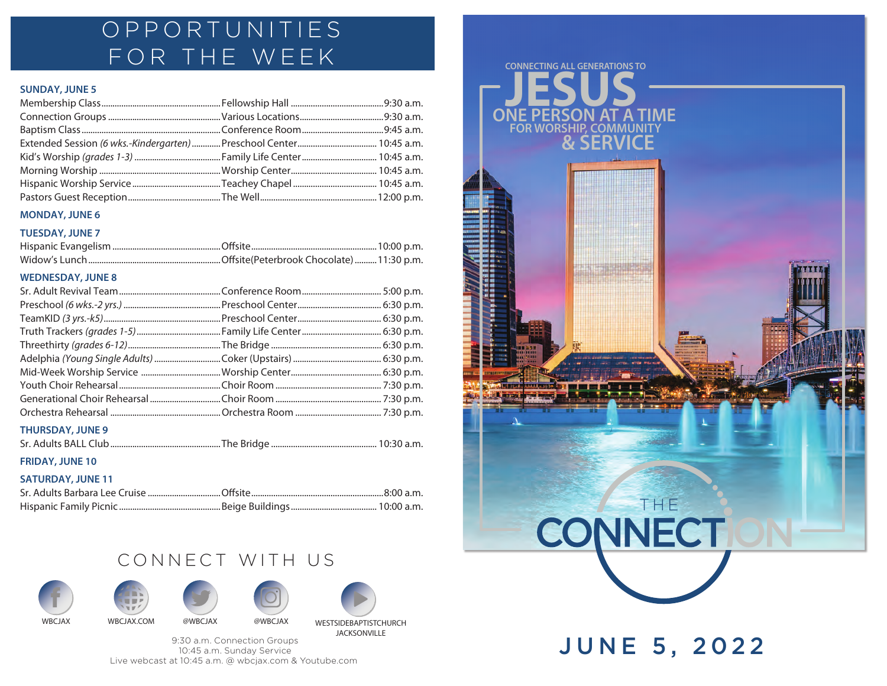# OPPORTUNITIES FOR THE WEEK

### SUNDAY, JUNE 5

| Event | Location | Time |
|---|---|---|
| Membership Class | Fellowship Hall | 9:30 a.m. |
| Connection Groups | Various Locations | 9:30 a.m. |
| Baptism Class | Conference Room | 9:45 a.m. |
| Extended Session *(6 wks.-Kindergarten)* | Preschool Center | 10:45 a.m. |
| Kid's Worship *(grades 1-3)* | Family Life Center | 10:45 a.m. |
| Morning Worship | Worship Center | 10:45 a.m. |
| Hispanic Worship Service | Teachey Chapel | 10:45 a.m. |
| Pastors Guest Reception | The Well | 12:00 p.m. |

### MONDAY, JUNE 6

### TUESDAY, JUNE 7

| Event | Location | Time |
|---|---|---|
| Hispanic Evangelism | Offsite | 10:00 p.m. |
| Widow's Lunch | Offsite(Peterbrook Chocolate) | 11:30 p.m. |

### WEDNESDAY, JUNE 8

| Event | Location | Time |
|---|---|---|
| Sr. Adult Revival Team | Conference Room | 5:00 p.m. |
| Preschool *(6 wks.-2 yrs.)* | Preschool Center | 6:30 p.m. |
| TeamKID *(3 yrs.-k5)* | Preschool Center | 6:30 p.m. |
| Truth Trackers *(grades 1-5)* | Family Life Center | 6:30 p.m. |
| Threethirty *(grades 6-12)* | The Bridge | 6:30 p.m. |
| Adelphia *(Young Single Adults)* | Coker (Upstairs) | 6:30 p.m. |
| Mid-Week Worship Service | Worship Center | 6:30 p.m. |
| Youth Choir Rehearsal | Choir Room | 7:30 p.m. |
| Generational Choir Rehearsal | Choir Room | 7:30 p.m. |
| Orchestra Rehearsal | Orchestra Room | 7:30 p.m. |

### THURSDAY, JUNE 9

| Event | Location | Time |
|---|---|---|
| Sr. Adults BALL Club | The Bridge | 10:30 a.m. |

### FRIDAY, JUNE 10

### SATURDAY, JUNE 11

| Event | Location | Time |
|---|---|---|
| Sr. Adults Barbara Lee Cruise | Offsite | 8:00 a.m. |
| Hispanic Family Picnic | Beige Buildings | 10:00 a.m. |

## CONNECT WITH US

WBCJAX | WBCJAX.COM | @WBCJAX | @WBCJAX | WESTSIDEBAPTISTCHURCH JACKSONVILLE

9:30 a.m. Connection Groups
10:45 a.m. Sunday Service
Live webcast at 10:45 a.m. @ wbcjax.com & Youtube.com

---

CONNECTING ALL GENERATIONS TO

# JESUS

ONE PERSON AT A TIME
FOR WORSHIP, COMMUNITY
& SERVICE

# THE CONNECTION

## JUNE 5, 2022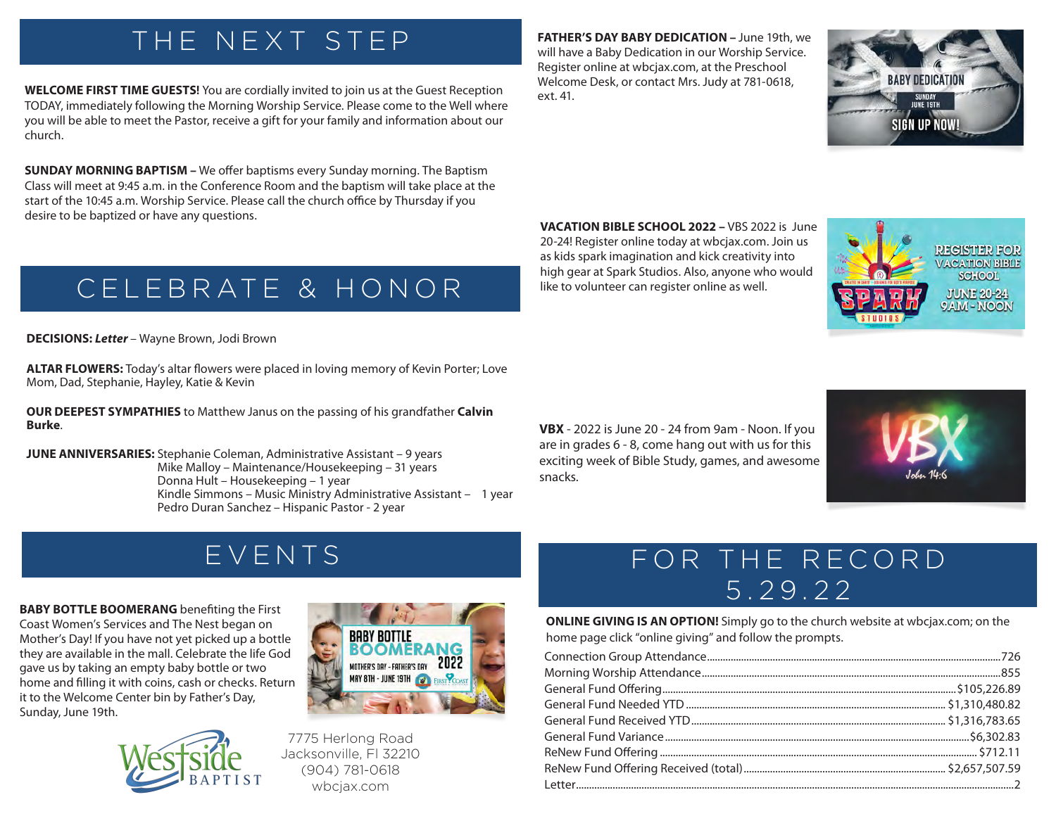# THE NEXT STEP

**WELCOME FIRST TIME GUESTS!** You are cordially invited to join us at the Guest Reception TODAY, immediately following the Morning Worship Service. Please come to the Well where you will be able to meet the Pastor, receive a gift for your family and information about our church.

**SUNDAY MORNING BAPTISM –** We offer baptisms every Sunday morning. The Baptism Class will meet at 9:45 a.m. in the Conference Room and the baptism will take place at the start of the 10:45 a.m. Worship Service. Please call the church office by Thursday if you desire to be baptized or have any questions.

# CELEBRATE & HONOR

**DECISIONS: *Letter*** – Wayne Brown, Jodi Brown

**ALTAR FLOWERS:** Today's altar flowers were placed in loving memory of Kevin Porter; Love Mom, Dad, Stephanie, Hayley, Katie & Kevin

**OUR DEEPEST SYMPATHIES** to Matthew Janus on the passing of his grandfather **Calvin Burke**.

**JUNE ANNIVERSARIES:** Stephanie Coleman, Administrative Assistant – 9 years
Mike Malloy – Maintenance/Housekeeping – 31 years
Donna Hult – Housekeeping – 1 year
Kindle Simmons – Music Ministry Administrative Assistant – 1 year
Pedro Duran Sanchez – Hispanic Pastor - 2 year

**FATHER'S DAY BABY DEDICATION –** June 19th, we will have a Baby Dedication in our Worship Service. Register online at wbcjax.com, at the Preschool Welcome Desk, or contact Mrs. Judy at 781-0618, ext. 41.

BABY DEDICATION
SUNDAY JUNE 19TH
SIGN UP NOW!

**VACATION BIBLE SCHOOL 2022 –** VBS 2022 is June 20-24! Register online today at wbcjax.com. Join us as kids spark imagination and kick creativity into high gear at Spark Studios. Also, anyone who would like to volunteer can register online as well.

REGISTER FOR VACATION BIBLE SCHOOL
JUNE 20-24
9AM - NOON

**VBX** - 2022 is June 20 - 24 from 9am - Noon. If you are in grades 6 - 8, come hang out with us for this exciting week of Bible Study, games, and awesome snacks.

# EVENTS

**BABY BOTTLE BOOMERANG** benefiting the First Coast Women's Services and The Nest began on Mother's Day! If you have not yet picked up a bottle they are available in the mall. Celebrate the life God gave us by taking an empty baby bottle or two home and filling it with coins, cash or checks. Return it to the Welcome Center bin by Father's Day, Sunday, June 19th.

BABY BOTTLE BOOMERANG 2022
MOTHER'S DAY - FATHER'S DAY
MAY 8TH - JUNE 19TH

Westside BAPTIST
7775 Herlong Road
Jacksonville, Fl 32210
(904) 781-0618
wbcjax.com

# FOR THE RECORD 5.29.22

**ONLINE GIVING IS AN OPTION!** Simply go to the church website at wbcjax.com; on the home page click "online giving" and follow the prompts.

| | |
|---|---|
| Connection Group Attendance | 726 |
| Morning Worship Attendance | 855 |
| General Fund Offering | $105,226.89 |
| General Fund Needed YTD | $1,310,480.82 |
| General Fund Received YTD | $1,316,783.65 |
| General Fund Variance | $6,302.83 |
| ReNew Fund Offering | $712.11 |
| ReNew Fund Offering Received (total) | $2,657,507.59 |
| Letter | 2 |